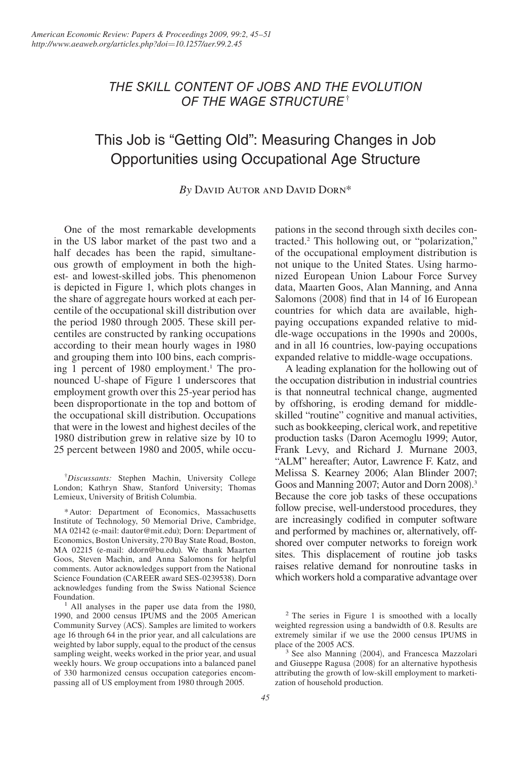*THE SKILL CONTENT OF JOBS AND THE EVOLUTION OF THE WAGE STRUCTURE*[†]

# This Job is "Getting Old": Measuring Changes in Job Opportunities using Occupational Age Structure

*By* David Autor and David Dorn*

One of the most remarkable developments in the US labor market of the past two and a half decades has been the rapid, simultaneous growth of employment in both the highest- and lowest-skilled jobs. This phenomenon is depicted in Figure 1, which plots changes in the share of aggregate hours worked at each percentile of the occupational skill distribution over the period 1980 through 2005. These skill percentiles are constructed by ranking occupations according to their mean hourly wages in 1980 and grouping them into 100 bins, each comprising 1 percent of 1980 employment.[1] The pronounced U-shape of Figure 1 underscores that employment growth over this 25-year period has been disproportionate in the top and bottom of the occupational skill distribution. Occupations that were in the lowest and highest deciles of the 1980 distribution grew in relative size by 10 to 25 percent between 1980 and 2005, while occupations in the second through sixth deciles contracted.[2] This hollowing out, or "polarization," of the occupational employment distribution is not unique to the United States. Using harmonized European Union Labour Force Survey data, Maarten Goos, Alan Manning, and Anna Salomons (2008) find that in 14 of 16 European countries for which data are available, high-paying occupations expanded relative to middle-wage occupations in the 1990s and 2000s, and in all 16 countries, low-paying occupations expanded relative to middle-wage occupations.

A leading explanation for the hollowing out of the occupation distribution in industrial countries is that nonneutral technical change, augmented by offshoring, is eroding demand for middle-skilled "routine" cognitive and manual activities, such as bookkeeping, clerical work, and repetitive production tasks (Daron Acemoglu 1999; Autor, Frank Levy, and Richard J. Murnane 2003, "ALM" hereafter; Autor, Lawrence F. Katz, and Melissa S. Kearney 2006; Alan Blinder 2007; Goos and Manning 2007; Autor and Dorn 2008).[3] Because the core job tasks of these occupations follow precise, well-understood procedures, they are increasingly codified in computer software and performed by machines or, alternatively, offshored over computer networks to foreign work sites. This displacement of routine job tasks raises relative demand for nonroutine tasks in which workers hold a comparative advantage over

[†] *Discussants:* Stephen Machin, University College London; Kathryn Shaw, Stanford University; Thomas Lemieux, University of British Columbia.

\* Autor: Department of Economics, Massachusetts Institute of Technology, 50 Memorial Drive, Cambridge, MA 02142 (e-mail: dautor@mit.edu); Dorn: Department of Economics, Boston University, 270 Bay State Road, Boston, MA 02215 (e-mail: ddorn@bu.edu). We thank Maarten Goos, Steven Machin, and Anna Salomons for helpful comments. Autor acknowledges support from the National Science Foundation (CAREER award SES-0239538). Dorn acknowledges funding from the Swiss National Science Foundation.

[1] All analyses in the paper use data from the 1980, 1990, and 2000 census IPUMS and the 2005 American Community Survey (ACS). Samples are limited to workers age 16 through 64 in the prior year, and all calculations are weighted by labor supply, equal to the product of the census sampling weight, weeks worked in the prior year, and usual weekly hours. We group occupations into a balanced panel of 330 harmonized census occupation categories encompassing all of US employment from 1980 through 2005.

[2] The series in Figure 1 is smoothed with a locally weighted regression using a bandwidth of 0.8. Results are extremely similar if we use the 2000 census IPUMS in place of the 2005 ACS.

[3] See also Manning (2004), and Francesca Mazzolari and Giuseppe Ragusa (2008) for an alternative hypothesis attributing the growth of low-skill employment to marketization of household production.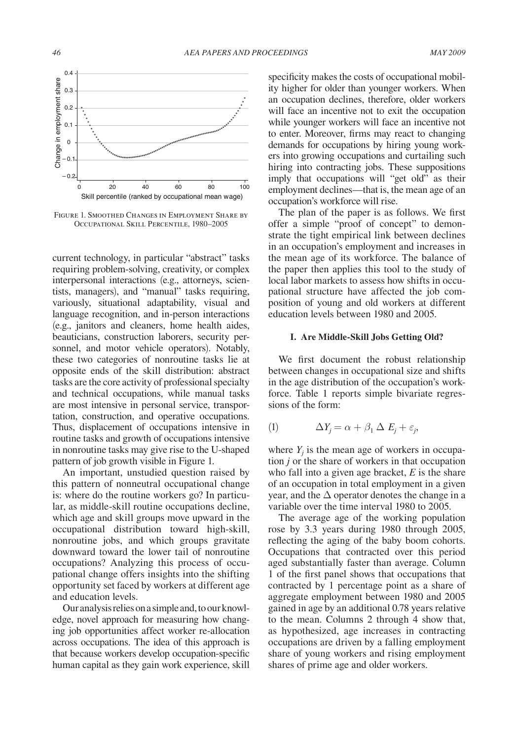FIGURE 1. SMOOTHED CHANGES IN EMPLOYMENT SHARE BY OCCUPATIONAL SKILL PERCENTILE, 1980–2005

current technology, in particular "abstract" tasks requiring problem-solving, creativity, or complex interpersonal interactions (e.g., attorneys, scientists, managers), and "manual" tasks requiring, variously, situational adaptability, visual and language recognition, and in-person interactions (e.g., janitors and cleaners, home health aides, beauticians, construction laborers, security personnel, and motor vehicle operators). Notably, these two categories of nonroutine tasks lie at opposite ends of the skill distribution: abstract tasks are the core activity of professional specialty and technical occupations, while manual tasks are most intensive in personal service, transportation, construction, and operative occupations. Thus, displacement of occupations intensive in routine tasks and growth of occupations intensive in nonroutine tasks may give rise to the U-shaped pattern of job growth visible in Figure 1.

An important, unstudied question raised by this pattern of nonneutral occupational change is: where do the routine workers go? In particular, as middle-skill routine occupations decline, which age and skill groups move upward in the occupational distribution toward high-skill, nonroutine jobs, and which groups gravitate downward toward the lower tail of nonroutine occupations? Analyzing this process of occupational change offers insights into the shifting opportunity set faced by workers at different age and education levels.

Our analysis relies on a simple and, to our knowledge, novel approach for measuring how changing job opportunities affect worker re-allocation across occupations. The idea of this approach is that because workers develop occupation-specific human capital as they gain work experience, skill specificity makes the costs of occupational mobility higher for older than younger workers. When an occupation declines, therefore, older workers will face an incentive not to exit the occupation while younger workers will face an incentive not to enter. Moreover, firms may react to changing demands for occupations by hiring young workers into growing occupations and curtailing such hiring into contracting jobs. These suppositions imply that occupations will "get old" as their employment declines—that is, the mean age of an occupation's workforce will rise.

The plan of the paper is as follows. We first offer a simple "proof of concept" to demonstrate the tight empirical link between declines in an occupation's employment and increases in the mean age of its workforce. The balance of the paper then applies this tool to the study of local labor markets to assess how shifts in occupational structure have affected the job composition of young and old workers at different education levels between 1980 and 2005.

## I. Are Middle-Skill Jobs Getting Old?

We first document the robust relationship between changes in occupational size and shifts in the age distribution of the occupation's workforce. Table 1 reports simple bivariate regressions of the form:

$$\Delta Y_j = \alpha + \beta_1 \Delta E_j + \varepsilon_j, \tag{1}$$

where $Y_j$ is the mean age of workers in occupation $j$ or the share of workers in that occupation who fall into a given age bracket, $E$ is the share of an occupation in total employment in a given year, and the $\Delta$ operator denotes the change in a variable over the time interval 1980 to 2005.

The average age of the working population rose by 3.3 years during 1980 through 2005, reflecting the aging of the baby boom cohorts. Occupations that contracted over this period aged substantially faster than average. Column 1 of the first panel shows that occupations that contracted by 1 percentage point as a share of aggregate employment between 1980 and 2005 gained in age by an additional 0.78 years relative to the mean. Columns 2 through 4 show that, as hypothesized, age increases in contracting occupations are driven by a falling employment share of young workers and rising employment shares of prime age and older workers.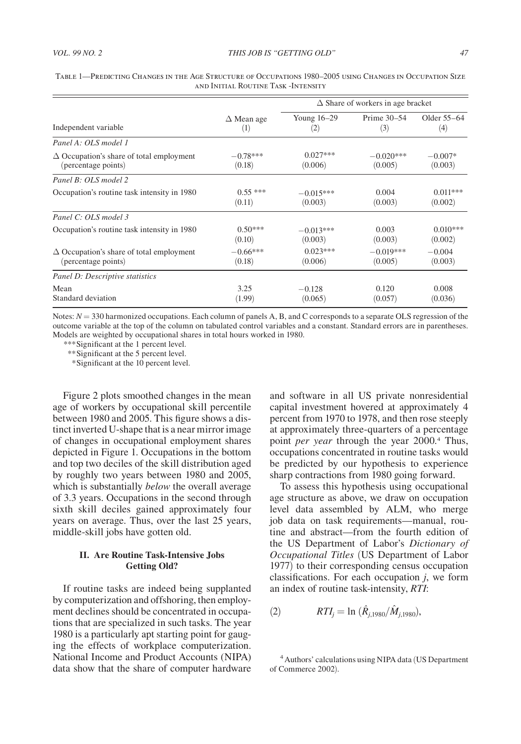Table 1—Predicting Changes in the Age Structure of Occupations 1980–2005 using Changes in Occupation Size and Initial Routine Task-Intensity

| Independent variable | Δ Mean age (1) | Δ Share of workers in age bracket: Young 16–29 (2) | Prime 30–54 (3) | Older 55–64 (4) |
|---|---|---|---|---|
| *Panel A: OLS model 1* | | | | |
| Δ Occupation's share of total employment (percentage points) | −0.78*** (0.18) | 0.027*** (0.006) | −0.020*** (0.005) | −0.007* (0.003) |
| *Panel B: OLS model 2* | | | | |
| Occupation's routine task intensity in 1980 | 0.55 *** (0.11) | −0.015*** (0.003) | 0.004 (0.003) | 0.011*** (0.002) |
| *Panel C: OLS model 3* | | | | |
| Occupation's routine task intensity in 1980 | 0.50*** (0.10) | −0.013*** (0.003) | 0.003 (0.003) | 0.010*** (0.002) |
| Δ Occupation's share of total employment (percentage points) | −0.66*** (0.18) | 0.023*** (0.006) | −0.019*** (0.005) | −0.004 (0.003) |
| *Panel D: Descriptive statistics* | | | | |
| Mean | 3.25 | −0.128 | 0.120 | 0.008 |
| Standard deviation | (1.99) | (0.065) | (0.057) | (0.036) |

Notes: $N = 330$ harmonized occupations. Each column of panels A, B, and C corresponds to a separate OLS regression of the outcome variable at the top of the column on tabulated control variables and a constant. Standard errors are in parentheses. Models are weighted by occupational shares in total hours worked in 1980.

*** Significant at the 1 percent level.

** Significant at the 5 percent level.

* Significant at the 10 percent level.

Figure 2 plots smoothed changes in the mean age of workers by occupational skill percentile between 1980 and 2005. This figure shows a distinct inverted U-shape that is a near mirror image of changes in occupational employment shares depicted in Figure 1. Occupations in the bottom and top two deciles of the skill distribution aged by roughly two years between 1980 and 2005, which is substantially *below* the overall average of 3.3 years. Occupations in the second through sixth skill deciles gained approximately four years on average. Thus, over the last 25 years, middle-skill jobs have gotten old.

## II. Are Routine Task-Intensive Jobs Getting Old?

If routine tasks are indeed being supplanted by computerization and offshoring, then employment declines should be concentrated in occupations that are specialized in such tasks. The year 1980 is a particularly apt starting point for gauging the effects of workplace computerization. National Income and Product Accounts (NIPA) data show that the share of computer hardware and software in all US private nonresidential capital investment hovered at approximately 4 percent from 1970 to 1978, and then rose steeply at approximately three-quarters of a percentage point *per year* through the year 2000.[4] Thus, occupations concentrated in routine tasks would be predicted by our hypothesis to experience sharp contractions from 1980 going forward.

To assess this hypothesis using occupational age structure as above, we draw on occupation level data assembled by ALM, who merge job data on task requirements—manual, routine and abstract—from the fourth edition of the US Department of Labor's *Dictionary of Occupational Titles* (US Department of Labor 1977) to their corresponding census occupation classifications. For each occupation $j$, we form an index of routine task-intensity, *RTI*:

$$RTI_j = \ln(\hat{R}_{j,1980}/\hat{M}_{j,1980}), \tag{2}$$

[4] Authors' calculations using NIPA data (US Department of Commerce 2002).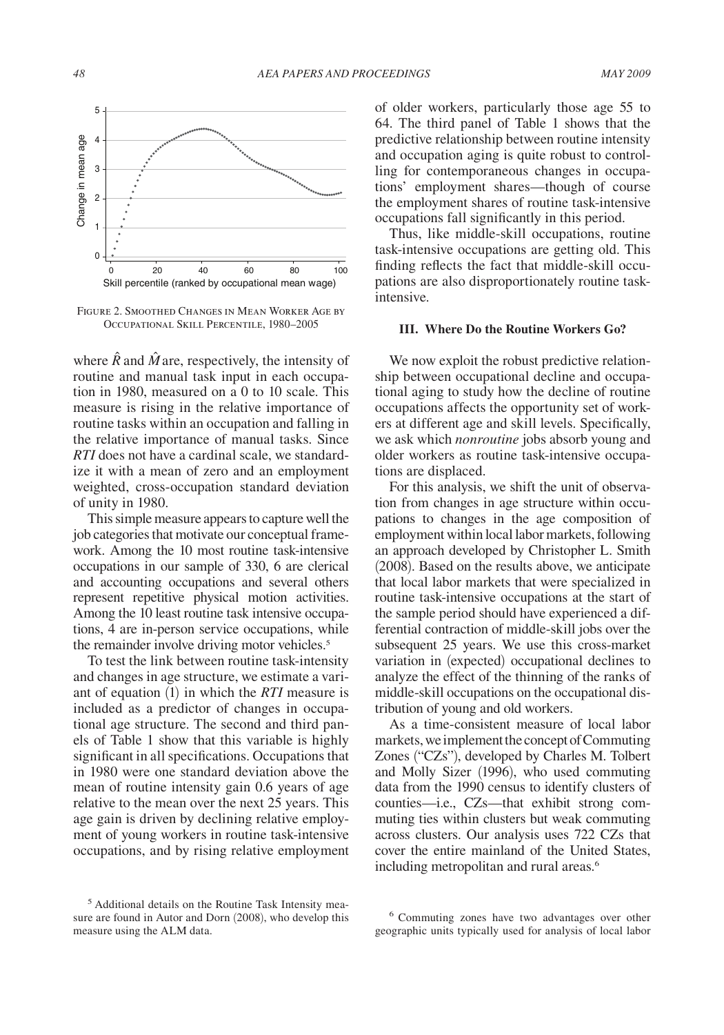Figure 2. Smoothed Changes in Mean Worker Age by Occupational Skill Percentile, 1980–2005

where $\hat{R}$ and $\hat{M}$ are, respectively, the intensity of routine and manual task input in each occupation in 1980, measured on a 0 to 10 scale. This measure is rising in the relative importance of routine tasks within an occupation and falling in the relative importance of manual tasks. Since *RTI* does not have a cardinal scale, we standardize it with a mean of zero and an employment weighted, cross-occupation standard deviation of unity in 1980.

This simple measure appears to capture well the job categories that motivate our conceptual framework. Among the 10 most routine task-intensive occupations in our sample of 330, 6 are clerical and accounting occupations and several others represent repetitive physical motion activities. Among the 10 least routine task intensive occupations, 4 are in-person service occupations, while the remainder involve driving motor vehicles.[5]

To test the link between routine task-intensity and changes in age structure, we estimate a variant of equation (1) in which the *RTI* measure is included as a predictor of changes in occupational age structure. The second and third panels of Table 1 show that this variable is highly significant in all specifications. Occupations that in 1980 were one standard deviation above the mean of routine intensity gain 0.6 years of age relative to the mean over the next 25 years. This age gain is driven by declining relative employment of young workers in routine task-intensive occupations, and by rising relative employment of older workers, particularly those age 55 to 64. The third panel of Table 1 shows that the predictive relationship between routine intensity and occupation aging is quite robust to controlling for contemporaneous changes in occupations' employment shares—though of course the employment shares of routine task-intensive occupations fall significantly in this period.

Thus, like middle-skill occupations, routine task-intensive occupations are getting old. This finding reflects the fact that middle-skill occupations are also disproportionately routine task-intensive.

## III. Where Do the Routine Workers Go?

We now exploit the robust predictive relationship between occupational decline and occupational aging to study how the decline of routine occupations affects the opportunity set of workers at different age and skill levels. Specifically, we ask which *nonroutine* jobs absorb young and older workers as routine task-intensive occupations are displaced.

For this analysis, we shift the unit of observation from changes in age structure within occupations to changes in the age composition of employment within local labor markets, following an approach developed by Christopher L. Smith (2008). Based on the results above, we anticipate that local labor markets that were specialized in routine task-intensive occupations at the start of the sample period should have experienced a differential contraction of middle-skill jobs over the subsequent 25 years. We use this cross-market variation in (expected) occupational declines to analyze the effect of the thinning of the ranks of middle-skill occupations on the occupational distribution of young and old workers.

As a time-consistent measure of local labor markets, we implement the concept of Commuting Zones ("CZs"), developed by Charles M. Tolbert and Molly Sizer (1996), who used commuting data from the 1990 census to identify clusters of counties—i.e., CZs—that exhibit strong commuting ties within clusters but weak commuting across clusters. Our analysis uses 722 CZs that cover the entire mainland of the United States, including metropolitan and rural areas.[6]

[5] Additional details on the Routine Task Intensity measure are found in Autor and Dorn (2008), who develop this measure using the ALM data.

[6] Commuting zones have two advantages over other geographic units typically used for analysis of local labor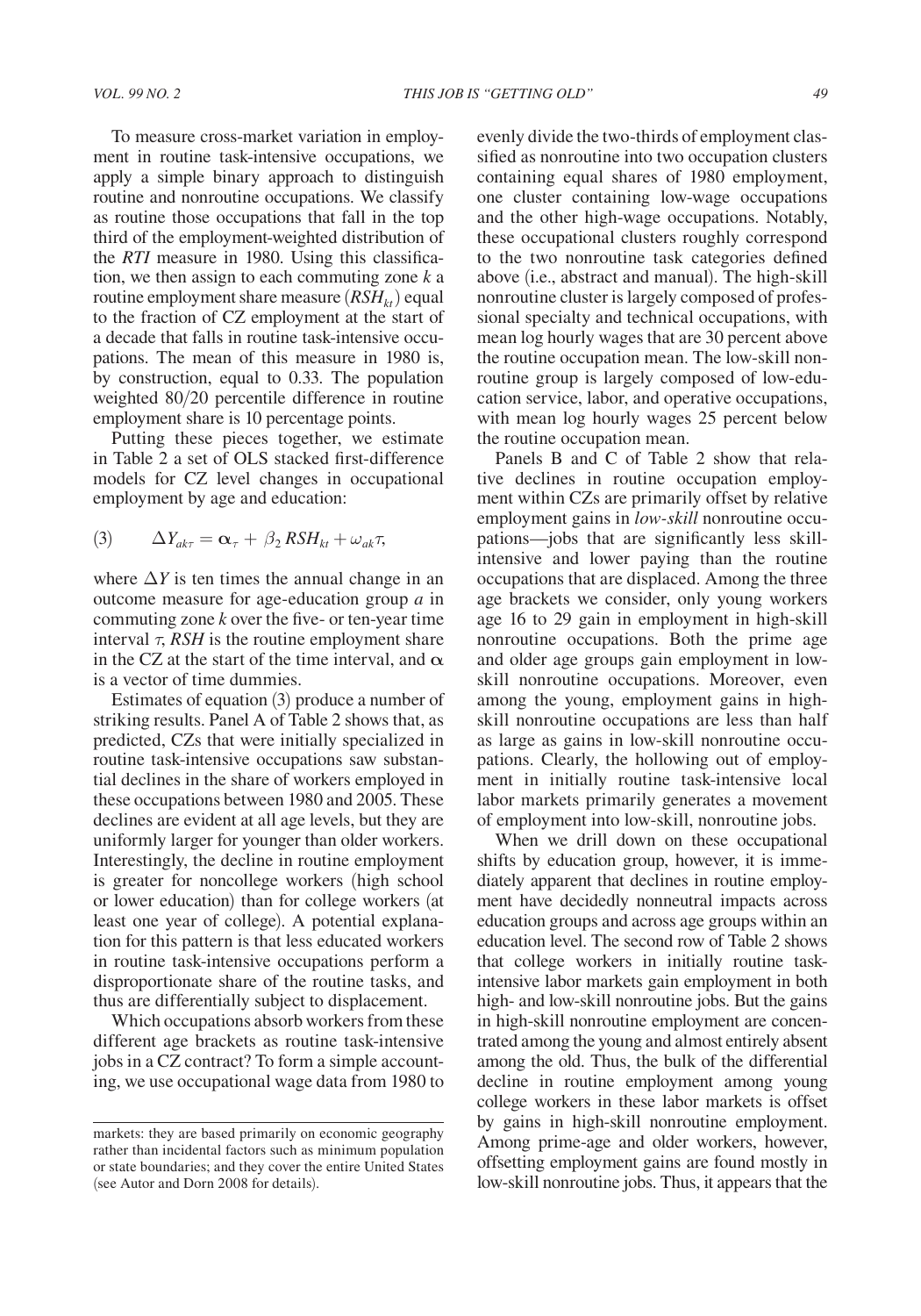To measure cross-market variation in employment in routine task-intensive occupations, we apply a simple binary approach to distinguish routine and nonroutine occupations. We classify as routine those occupations that fall in the top third of the employment-weighted distribution of the *RTI* measure in 1980. Using this classification, we then assign to each commuting zone $k$ a routine employment share measure ($RSH_{kt}$) equal to the fraction of CZ employment at the start of a decade that falls in routine task-intensive occupations. The mean of this measure in 1980 is, by construction, equal to 0.33. The population weighted 80/20 percentile difference in routine employment share is 10 percentage points.

Putting these pieces together, we estimate in Table 2 a set of OLS stacked first-difference models for CZ level changes in occupational employment by age and education:

$$(3) \qquad \Delta Y_{ak\tau} = \alpha_{\tau} + \beta_2 RSH_{kt} + \omega_{ak}\tau,$$

where $\Delta Y$ is ten times the annual change in an outcome measure for age-education group $a$ in commuting zone $k$ over the five- or ten-year time interval $\tau$, *RSH* is the routine employment share in the CZ at the start of the time interval, and $\alpha$ is a vector of time dummies.

Estimates of equation (3) produce a number of striking results. Panel A of Table 2 shows that, as predicted, CZs that were initially specialized in routine task-intensive occupations saw substantial declines in the share of workers employed in these occupations between 1980 and 2005. These declines are evident at all age levels, but they are uniformly larger for younger than older workers. Interestingly, the decline in routine employment is greater for noncollege workers (high school or lower education) than for college workers (at least one year of college). A potential explanation for this pattern is that less educated workers in routine task-intensive occupations perform a disproportionate share of the routine tasks, and thus are differentially subject to displacement.

Which occupations absorb workers from these different age brackets as routine task-intensive jobs in a CZ contract? To form a simple accounting, we use occupational wage data from 1980 to evenly divide the two-thirds of employment classified as nonroutine into two occupation clusters containing equal shares of 1980 employment, one cluster containing low-wage occupations and the other high-wage occupations. Notably, these occupational clusters roughly correspond to the two nonroutine task categories defined above (i.e., abstract and manual). The high-skill nonroutine cluster is largely composed of professional specialty and technical occupations, with mean log hourly wages that are 30 percent above the routine occupation mean. The low-skill nonroutine group is largely composed of low-education service, labor, and operative occupations, with mean log hourly wages 25 percent below the routine occupation mean.

Panels B and C of Table 2 show that relative declines in routine occupation employment within CZs are primarily offset by relative employment gains in *low-skill* nonroutine occupations—jobs that are significantly less skill-intensive and lower paying than the routine occupations that are displaced. Among the three age brackets we consider, only young workers age 16 to 29 gain in employment in high-skill nonroutine occupations. Both the prime age and older age groups gain employment in low-skill nonroutine occupations. Moreover, even among the young, employment gains in high-skill nonroutine occupations are less than half as large as gains in low-skill nonroutine occupations. Clearly, the hollowing out of employment in initially routine task-intensive local labor markets primarily generates a movement of employment into low-skill, nonroutine jobs.

When we drill down on these occupational shifts by education group, however, it is immediately apparent that declines in routine employment have decidedly nonneutral impacts across education groups and across age groups within an education level. The second row of Table 2 shows that college workers in initially routine task-intensive labor markets gain employment in both high- and low-skill nonroutine jobs. But the gains in high-skill nonroutine employment are concentrated among the young and almost entirely absent among the old. Thus, the bulk of the differential decline in routine employment among young college workers in these labor markets is offset by gains in high-skill nonroutine employment. Among prime-age and older workers, however, offsetting employment gains are found mostly in low-skill nonroutine jobs. Thus, it appears that the

markets: they are based primarily on economic geography rather than incidental factors such as minimum population or state boundaries; and they cover the entire United States (see Autor and Dorn 2008 for details).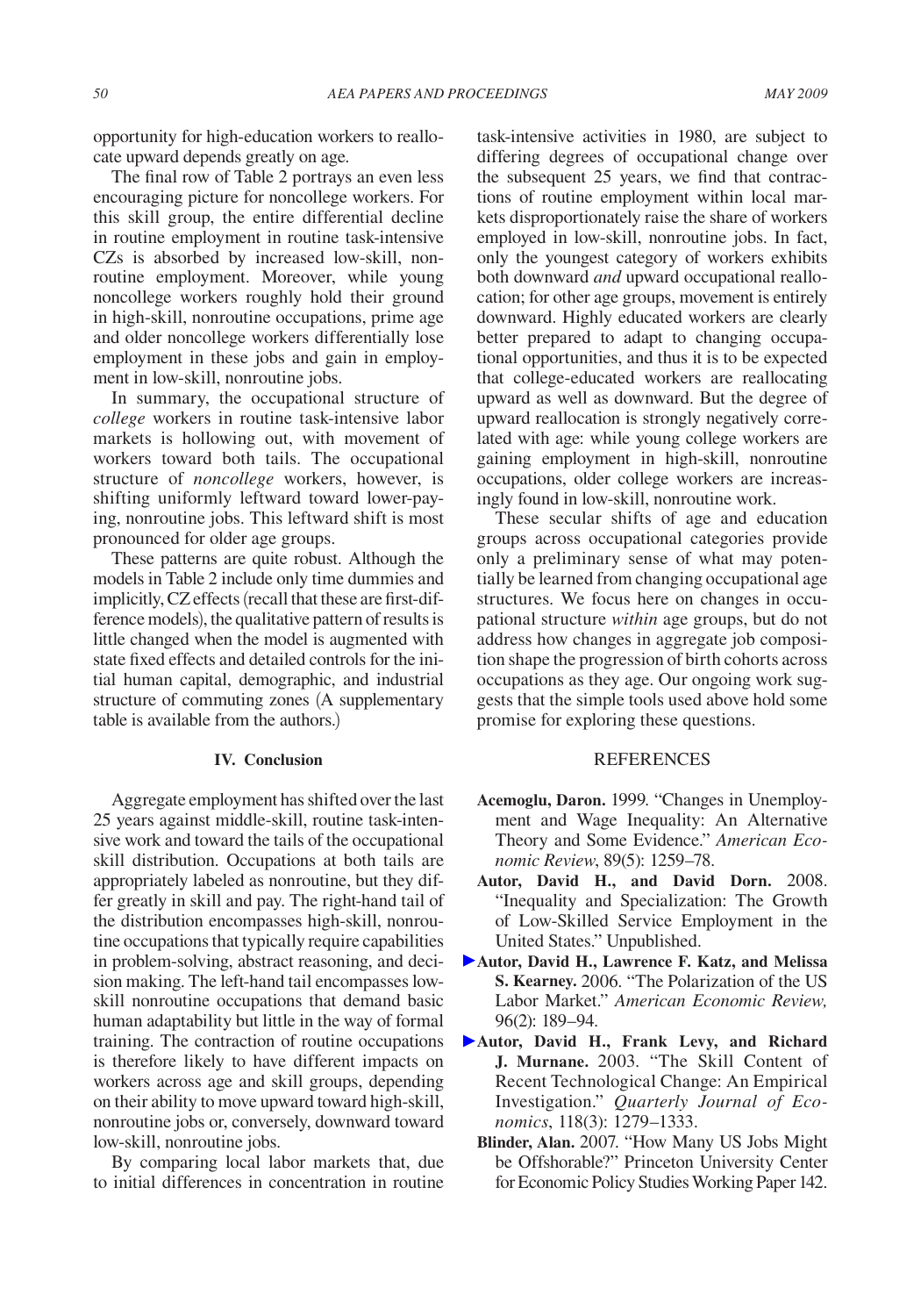opportunity for high-education workers to reallocate upward depends greatly on age.

The final row of Table 2 portrays an even less encouraging picture for noncollege workers. For this skill group, the entire differential decline in routine employment in routine task-intensive CZs is absorbed by increased low-skill, nonroutine employment. Moreover, while young noncollege workers roughly hold their ground in high-skill, nonroutine occupations, prime age and older noncollege workers differentially lose employment in these jobs and gain in employment in low-skill, nonroutine jobs.

In summary, the occupational structure of *college* workers in routine task-intensive labor markets is hollowing out, with movement of workers toward both tails. The occupational structure of *noncollege* workers, however, is shifting uniformly leftward toward lower-paying, nonroutine jobs. This leftward shift is most pronounced for older age groups.

These patterns are quite robust. Although the models in Table 2 include only time dummies and implicitly, CZ effects (recall that these are first-difference models), the qualitative pattern of results is little changed when the model is augmented with state fixed effects and detailed controls for the initial human capital, demographic, and industrial structure of commuting zones (A supplementary table is available from the authors.)

## IV. Conclusion

Aggregate employment has shifted over the last 25 years against middle-skill, routine task-intensive work and toward the tails of the occupational skill distribution. Occupations at both tails are appropriately labeled as nonroutine, but they differ greatly in skill and pay. The right-hand tail of the distribution encompasses high-skill, nonroutine occupations that typically require capabilities in problem-solving, abstract reasoning, and decision making. The left-hand tail encompasses low-skill nonroutine occupations that demand basic human adaptability but little in the way of formal training. The contraction of routine occupations is therefore likely to have different impacts on workers across age and skill groups, depending on their ability to move upward toward high-skill, nonroutine jobs or, conversely, downward toward low-skill, nonroutine jobs.

By comparing local labor markets that, due to initial differences in concentration in routine task-intensive activities in 1980, are subject to differing degrees of occupational change over the subsequent 25 years, we find that contractions of routine employment within local markets disproportionately raise the share of workers employed in low-skill, nonroutine jobs. In fact, only the youngest category of workers exhibits both downward *and* upward occupational reallocation; for other age groups, movement is entirely downward. Highly educated workers are clearly better prepared to adapt to changing occupational opportunities, and thus it is to be expected that college-educated workers are reallocating upward as well as downward. But the degree of upward reallocation is strongly negatively correlated with age: while young college workers are gaining employment in high-skill, nonroutine occupations, older college workers are increasingly found in low-skill, nonroutine work.

These secular shifts of age and education groups across occupational categories provide only a preliminary sense of what may potentially be learned from changing occupational age structures. We focus here on changes in occupational structure *within* age groups, but do not address how changes in aggregate job composition shape the progression of birth cohorts across occupations as they age. Our ongoing work suggests that the simple tools used above hold some promise for exploring these questions.

## REFERENCES

**Acemoglu, Daron.** 1999. "Changes in Unemployment and Wage Inequality: An Alternative Theory and Some Evidence." *American Economic Review*, 89(5): 1259–78.

**Autor, David H., and David Dorn.** 2008. "Inequality and Specialization: The Growth of Low-Skilled Service Employment in the United States." Unpublished.

**Autor, David H., Lawrence F. Katz, and Melissa S. Kearney.** 2006. "The Polarization of the US Labor Market." *American Economic Review,* 96(2): 189–94.

**Autor, David H., Frank Levy, and Richard J. Murnane.** 2003. "The Skill Content of Recent Technological Change: An Empirical Investigation." *Quarterly Journal of Economics*, 118(3): 1279–1333.

**Blinder, Alan.** 2007. "How Many US Jobs Might be Offshorable?" Princeton University Center for Economic Policy Studies Working Paper 142.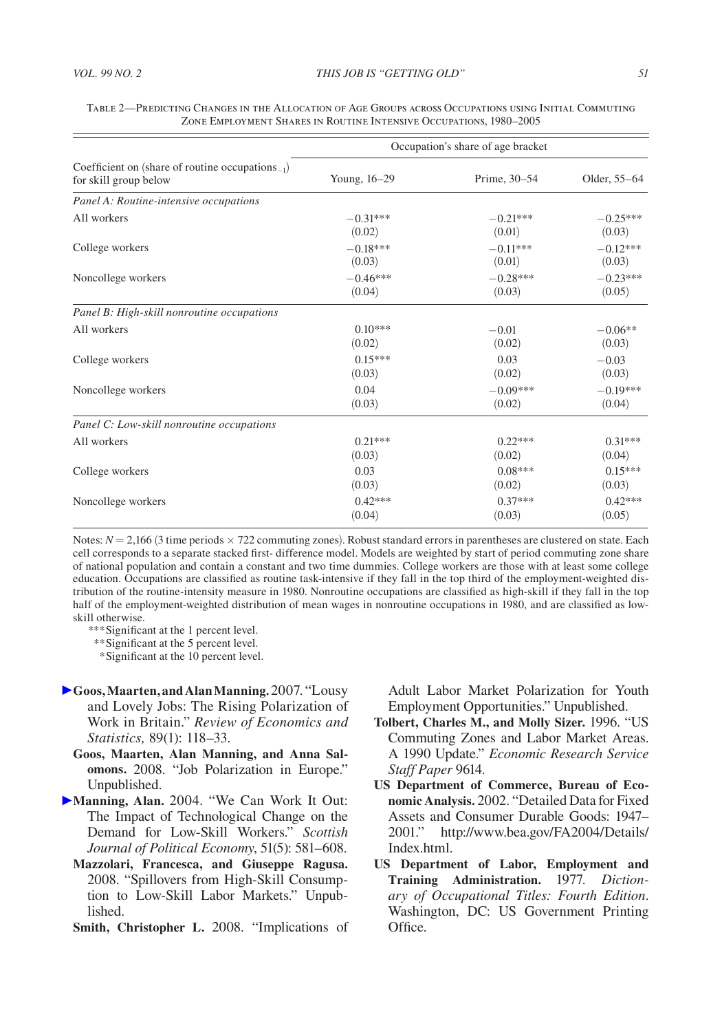Table 2—Predicting Changes in the Allocation of Age Groups across Occupations using Initial Commuting Zone Employment Shares in Routine Intensive Occupations, 1980–2005

| | Occupation's share of age bracket | | |
|---|---|---|---|
| Coefficient on (share of routine occupations$_{-1}$) for skill group below | Young, 16–29 | Prime, 30–54 | Older, 55–64 |
| *Panel A: Routine-intensive occupations* | | | |
| All workers | −0.31*** | −0.21*** | −0.25*** |
| | (0.02) | (0.01) | (0.03) |
| College workers | −0.18*** | −0.11*** | −0.12*** |
| | (0.03) | (0.01) | (0.03) |
| Noncollege workers | −0.46*** | −0.28*** | −0.23*** |
| | (0.04) | (0.03) | (0.05) |
| *Panel B: High-skill nonroutine occupations* | | | |
| All workers | 0.10*** | −0.01 | −0.06** |
| | (0.02) | (0.02) | (0.03) |
| College workers | 0.15*** | 0.03 | −0.03 |
| | (0.03) | (0.02) | (0.03) |
| Noncollege workers | 0.04 | −0.09*** | −0.19*** |
| | (0.03) | (0.02) | (0.04) |
| *Panel C: Low-skill nonroutine occupations* | | | |
| All workers | 0.21*** | 0.22*** | 0.31*** |
| | (0.03) | (0.02) | (0.04) |
| College workers | 0.03 | 0.08*** | 0.15*** |
| | (0.03) | (0.02) | (0.03) |
| Noncollege workers | 0.42*** | 0.37*** | 0.42*** |
| | (0.04) | (0.03) | (0.05) |

Notes: $N = 2{,}166$ (3 time periods × 722 commuting zones). Robust standard errors in parentheses are clustered on state. Each cell corresponds to a separate stacked first- difference model. Models are weighted by start of period commuting zone share of national population and contain a constant and two time dummies. College workers are those with at least some college education. Occupations are classified as routine task-intensive if they fall in the top third of the employment-weighted distribution of the routine-intensity measure in 1980. Nonroutine occupations are classified as high-skill if they fall in the top half of the employment-weighted distribution of mean wages in nonroutine occupations in 1980, and are classified as low-skill otherwise.

*** Significant at the 1 percent level.
** Significant at the 5 percent level.
* Significant at the 10 percent level.

**Goos, Maarten, and Alan Manning.** 2007. "Lousy and Lovely Jobs: The Rising Polarization of Work in Britain." *Review of Economics and Statistics,* 89(1): 118–33.

**Goos, Maarten, Alan Manning, and Anna Salomons.** 2008. "Job Polarization in Europe." Unpublished.

**Manning, Alan.** 2004. "We Can Work It Out: The Impact of Technological Change on the Demand for Low-Skill Workers." *Scottish Journal of Political Economy*, 51(5): 581–608.

**Mazzolari, Francesca, and Giuseppe Ragusa.** 2008. "Spillovers from High-Skill Consumption to Low-Skill Labor Markets." Unpublished.

**Smith, Christopher L.** 2008. "Implications of Adult Labor Market Polarization for Youth Employment Opportunities." Unpublished.

**Tolbert, Charles M., and Molly Sizer.** 1996. "US Commuting Zones and Labor Market Areas. A 1990 Update." *Economic Research Service Staff Paper* 9614.

**US Department of Commerce, Bureau of Economic Analysis.** 2002. "Detailed Data for Fixed Assets and Consumer Durable Goods: 1947–2001." http://www.bea.gov/FA2004/Details/Index.html.

**US Department of Labor, Employment and Training Administration.** 1977. *Dictionary of Occupational Titles: Fourth Edition*. Washington, DC: US Government Printing Office.